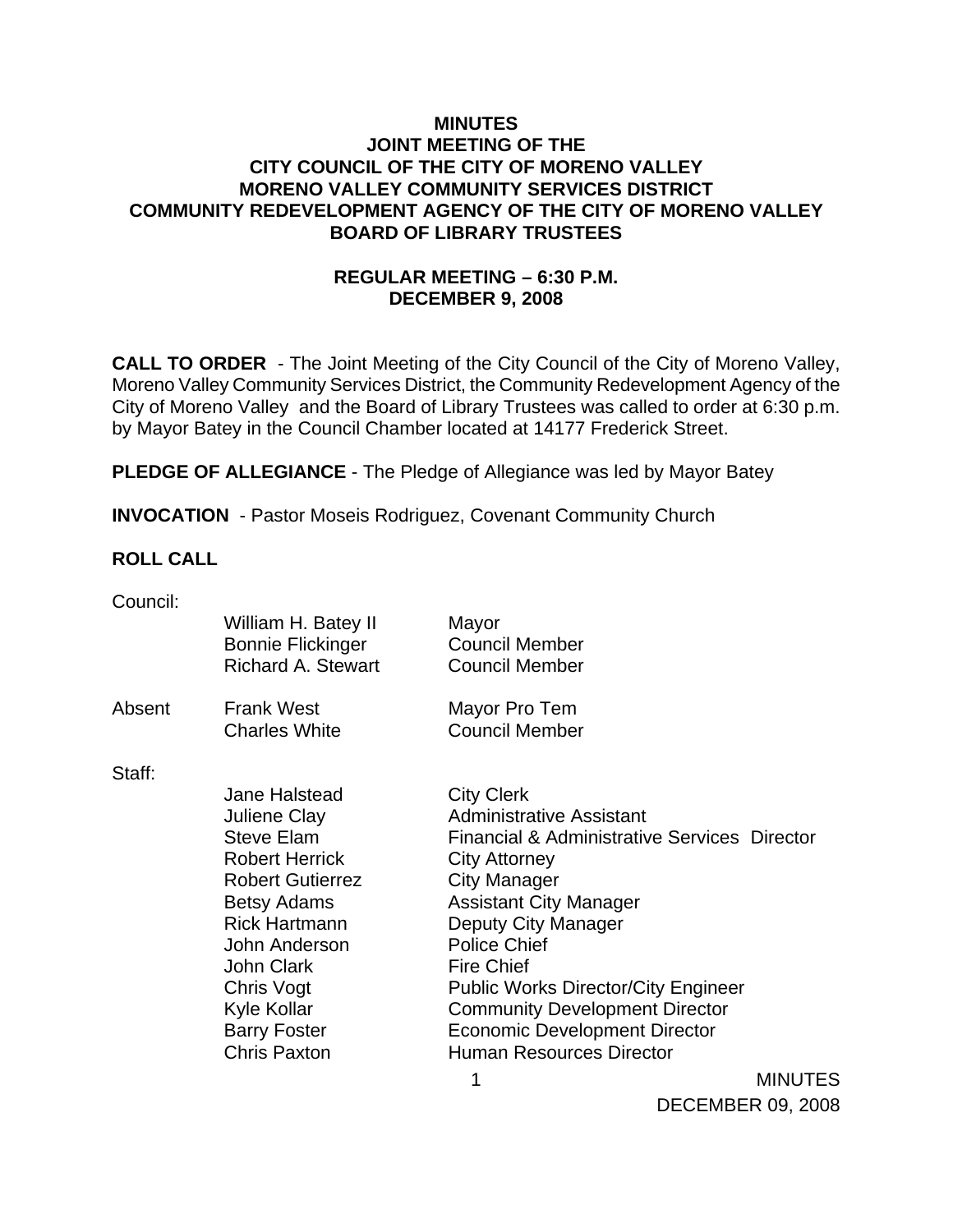**MINUTES**
**JOINT MEETING OF THE**
**CITY COUNCIL OF THE CITY OF MORENO VALLEY**
**MORENO VALLEY COMMUNITY SERVICES DISTRICT**
**COMMUNITY REDEVELOPMENT AGENCY OF THE CITY OF MORENO VALLEY**
**BOARD OF LIBRARY TRUSTEES**

**REGULAR MEETING – 6:30 P.M.**
**DECEMBER 9, 2008**

**CALL TO ORDER** - The Joint Meeting of the City Council of the City of Moreno Valley, Moreno Valley Community Services District, the Community Redevelopment Agency of the City of Moreno Valley and the Board of Library Trustees was called to order at 6:30 p.m. by Mayor Batey in the Council Chamber located at 14177 Frederick Street.

**PLEDGE OF ALLEGIANCE** - The Pledge of Allegiance was led by Mayor Batey

**INVOCATION** - Pastor Moseis Rodriguez, Covenant Community Church

**ROLL CALL**

Council:

| | | |
|---|---|---|
| | William H. Batey II | Mayor |
| | Bonnie Flickinger | Council Member |
| | Richard A. Stewart | Council Member |
| Absent | Frank West | Mayor Pro Tem |
| | Charles White | Council Member |

Staff:

| | | |
|---|---|---|
| | Jane Halstead | City Clerk |
| | Juliene Clay | Administrative Assistant |
| | Steve Elam | Financial & Administrative Services Director |
| | Robert Herrick | City Attorney |
| | Robert Gutierrez | City Manager |
| | Betsy Adams | Assistant City Manager |
| | Rick Hartmann | Deputy City Manager |
| | John Anderson | Police Chief |
| | John Clark | Fire Chief |
| | Chris Vogt | Public Works Director/City Engineer |
| | Kyle Kollar | Community Development Director |
| | Barry Foster | Economic Development Director |
| | Chris Paxton | Human Resources Director |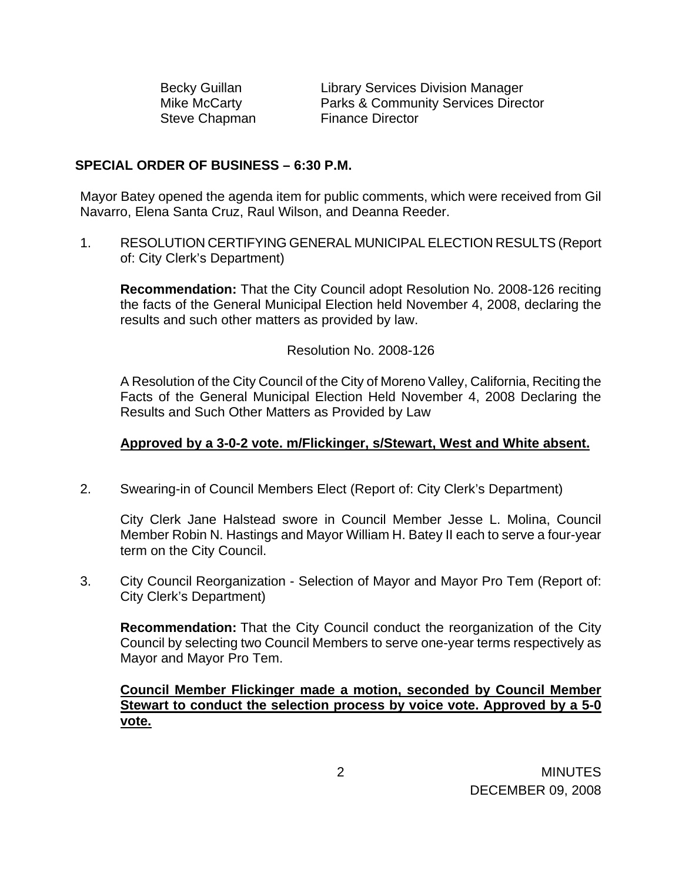| | |
|---|---|
| Becky Guillan | Library Services Division Manager |
| Mike McCarty | Parks & Community Services Director |
| Steve Chapman | Finance Director |

## SPECIAL ORDER OF BUSINESS – 6:30 P.M.

Mayor Batey opened the agenda item for public comments, which were received from Gil Navarro, Elena Santa Cruz, Raul Wilson, and Deanna Reeder.

1. RESOLUTION CERTIFYING GENERAL MUNICIPAL ELECTION RESULTS (Report of: City Clerk's Department)

   **Recommendation:** That the City Council adopt Resolution No. 2008-126 reciting the facts of the General Municipal Election held November 4, 2008, declaring the results and such other matters as provided by law.

   Resolution No. 2008-126

   A Resolution of the City Council of the City of Moreno Valley, California, Reciting the Facts of the General Municipal Election Held November 4, 2008 Declaring the Results and Such Other Matters as Provided by Law

   **Approved by a 3-0-2 vote. m/Flickinger, s/Stewart, West and White absent.**

2. Swearing-in of Council Members Elect (Report of: City Clerk's Department)

   City Clerk Jane Halstead swore in Council Member Jesse L. Molina, Council Member Robin N. Hastings and Mayor William H. Batey II each to serve a four-year term on the City Council.

3. City Council Reorganization - Selection of Mayor and Mayor Pro Tem (Report of: City Clerk's Department)

   **Recommendation:** That the City Council conduct the reorganization of the City Council by selecting two Council Members to serve one-year terms respectively as Mayor and Mayor Pro Tem.

   **Council Member Flickinger made a motion, seconded by Council Member Stewart to conduct the selection process by voice vote. Approved by a 5-0 vote.**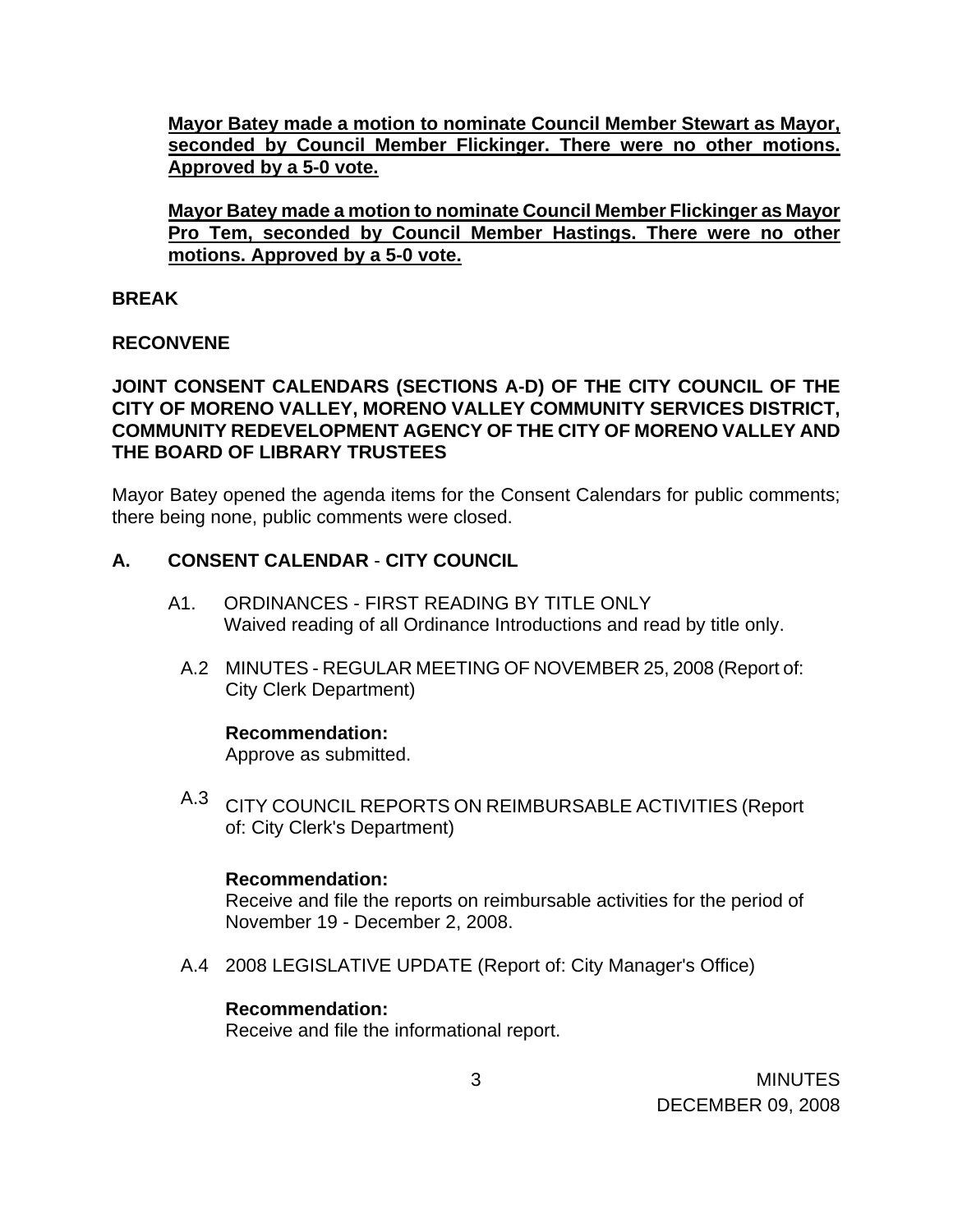**Mayor Batey made a motion to nominate Council Member Stewart as Mayor, seconded by Council Member Flickinger. There were no other motions. Approved by a 5-0 vote.**

**Mayor Batey made a motion to nominate Council Member Flickinger as Mayor Pro Tem, seconded by Council Member Hastings. There were no other motions. Approved by a 5-0 vote.**

**BREAK**

**RECONVENE**

**JOINT CONSENT CALENDARS (SECTIONS A-D) OF THE CITY COUNCIL OF THE CITY OF MORENO VALLEY, MORENO VALLEY COMMUNITY SERVICES DISTRICT, COMMUNITY REDEVELOPMENT AGENCY OF THE CITY OF MORENO VALLEY AND THE BOARD OF LIBRARY TRUSTEES**

Mayor Batey opened the agenda items for the Consent Calendars for public comments; there being none, public comments were closed.

## A. CONSENT CALENDAR - CITY COUNCIL

A1. ORDINANCES - FIRST READING BY TITLE ONLY
Waived reading of all Ordinance Introductions and read by title only.

A.2 MINUTES - REGULAR MEETING OF NOVEMBER 25, 2008 (Report of: City Clerk Department)

**Recommendation:**
Approve as submitted.

A.3 CITY COUNCIL REPORTS ON REIMBURSABLE ACTIVITIES (Report of: City Clerk's Department)

**Recommendation:**
Receive and file the reports on reimbursable activities for the period of November 19 - December 2, 2008.

A.4 2008 LEGISLATIVE UPDATE (Report of: City Manager's Office)

**Recommendation:**
Receive and file the informational report.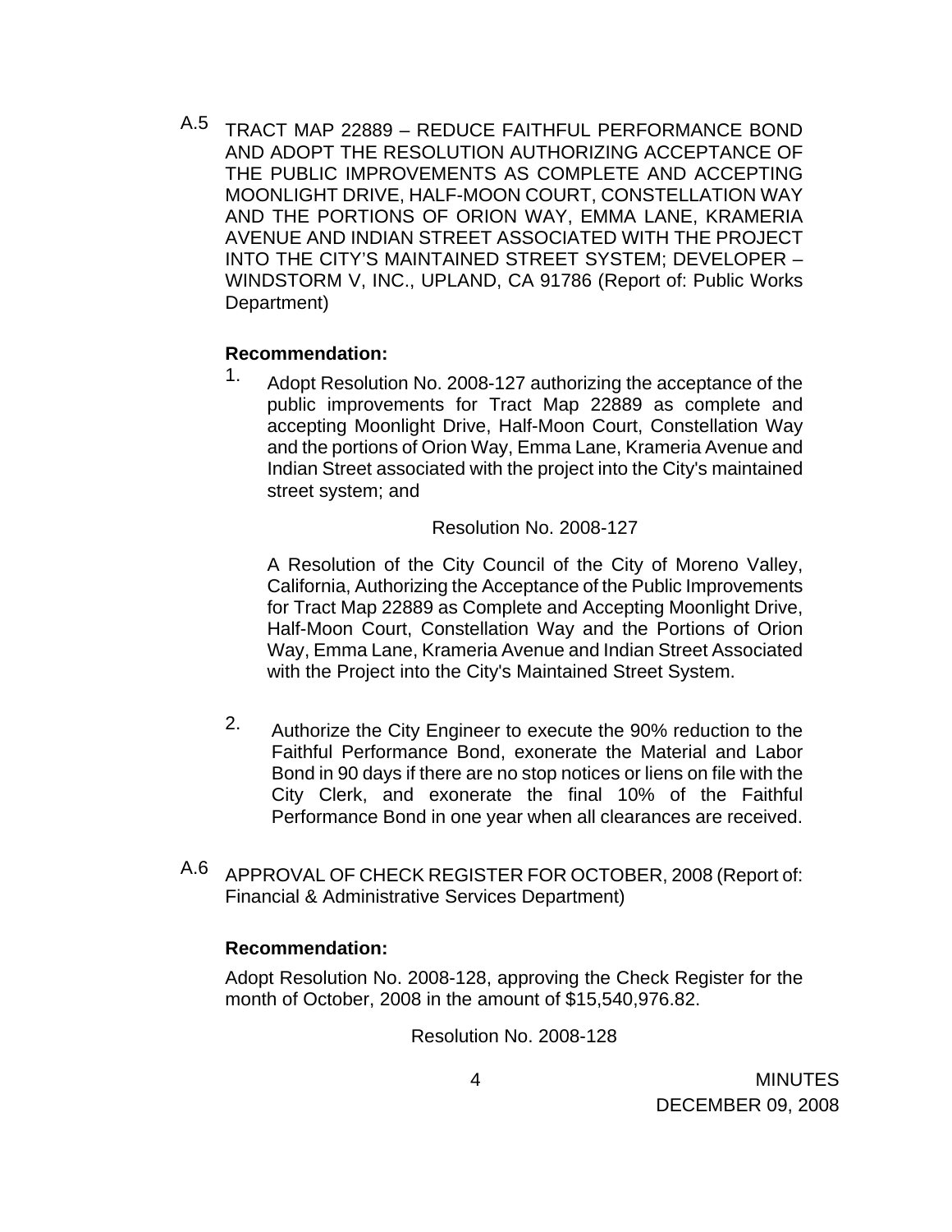A.5 TRACT MAP 22889 – REDUCE FAITHFUL PERFORMANCE BOND AND ADOPT THE RESOLUTION AUTHORIZING ACCEPTANCE OF THE PUBLIC IMPROVEMENTS AS COMPLETE AND ACCEPTING MOONLIGHT DRIVE, HALF-MOON COURT, CONSTELLATION WAY AND THE PORTIONS OF ORION WAY, EMMA LANE, KRAMERIA AVENUE AND INDIAN STREET ASSOCIATED WITH THE PROJECT INTO THE CITY'S MAINTAINED STREET SYSTEM; DEVELOPER – WINDSTORM V, INC., UPLAND, CA 91786 (Report of: Public Works Department)

**Recommendation:**

1. Adopt Resolution No. 2008-127 authorizing the acceptance of the public improvements for Tract Map 22889 as complete and accepting Moonlight Drive, Half-Moon Court, Constellation Way and the portions of Orion Way, Emma Lane, Krameria Avenue and Indian Street associated with the project into the City's maintained street system; and

   Resolution No. 2008-127

   A Resolution of the City Council of the City of Moreno Valley, California, Authorizing the Acceptance of the Public Improvements for Tract Map 22889 as Complete and Accepting Moonlight Drive, Half-Moon Court, Constellation Way and the Portions of Orion Way, Emma Lane, Krameria Avenue and Indian Street Associated with the Project into the City's Maintained Street System.

2. Authorize the City Engineer to execute the 90% reduction to the Faithful Performance Bond, exonerate the Material and Labor Bond in 90 days if there are no stop notices or liens on file with the City Clerk, and exonerate the final 10% of the Faithful Performance Bond in one year when all clearances are received.

A.6 APPROVAL OF CHECK REGISTER FOR OCTOBER, 2008 (Report of: Financial & Administrative Services Department)

**Recommendation:**

Adopt Resolution No. 2008-128, approving the Check Register for the month of October, 2008 in the amount of $15,540,976.82.

Resolution No. 2008-128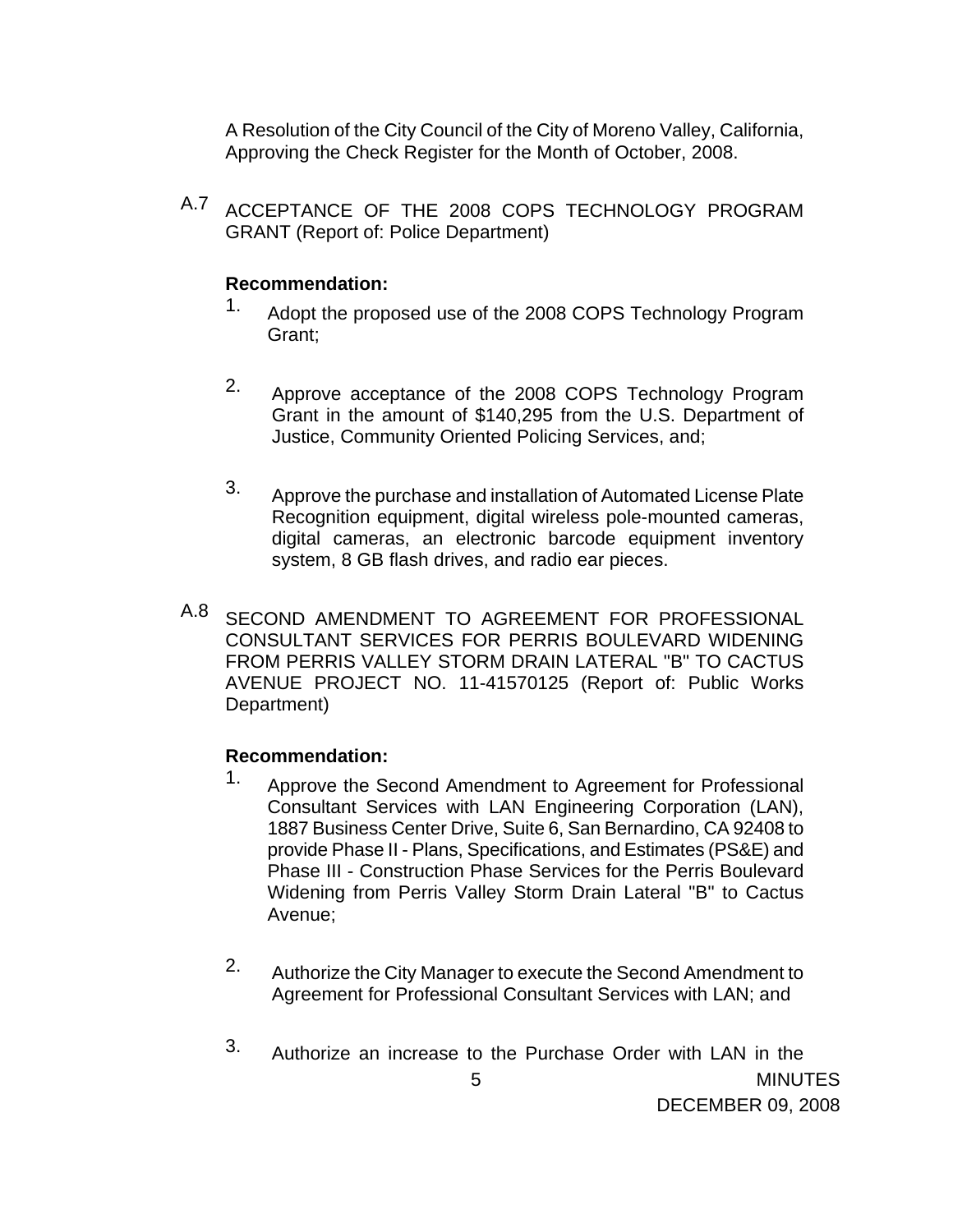A Resolution of the City Council of the City of Moreno Valley, California, Approving the Check Register for the Month of October, 2008.

A.7 ACCEPTANCE OF THE 2008 COPS TECHNOLOGY PROGRAM GRANT (Report of: Police Department)

**Recommendation:**

1. Adopt the proposed use of the 2008 COPS Technology Program Grant;

2. Approve acceptance of the 2008 COPS Technology Program Grant in the amount of $140,295 from the U.S. Department of Justice, Community Oriented Policing Services, and;

3. Approve the purchase and installation of Automated License Plate Recognition equipment, digital wireless pole-mounted cameras, digital cameras, an electronic barcode equipment inventory system, 8 GB flash drives, and radio ear pieces.

A.8 SECOND AMENDMENT TO AGREEMENT FOR PROFESSIONAL CONSULTANT SERVICES FOR PERRIS BOULEVARD WIDENING FROM PERRIS VALLEY STORM DRAIN LATERAL "B" TO CACTUS AVENUE PROJECT NO. 11-41570125 (Report of: Public Works Department)

**Recommendation:**

1. Approve the Second Amendment to Agreement for Professional Consultant Services with LAN Engineering Corporation (LAN), 1887 Business Center Drive, Suite 6, San Bernardino, CA 92408 to provide Phase II - Plans, Specifications, and Estimates (PS&E) and Phase III - Construction Phase Services for the Perris Boulevard Widening from Perris Valley Storm Drain Lateral "B" to Cactus Avenue;

2. Authorize the City Manager to execute the Second Amendment to Agreement for Professional Consultant Services with LAN; and

3. Authorize an increase to the Purchase Order with LAN in the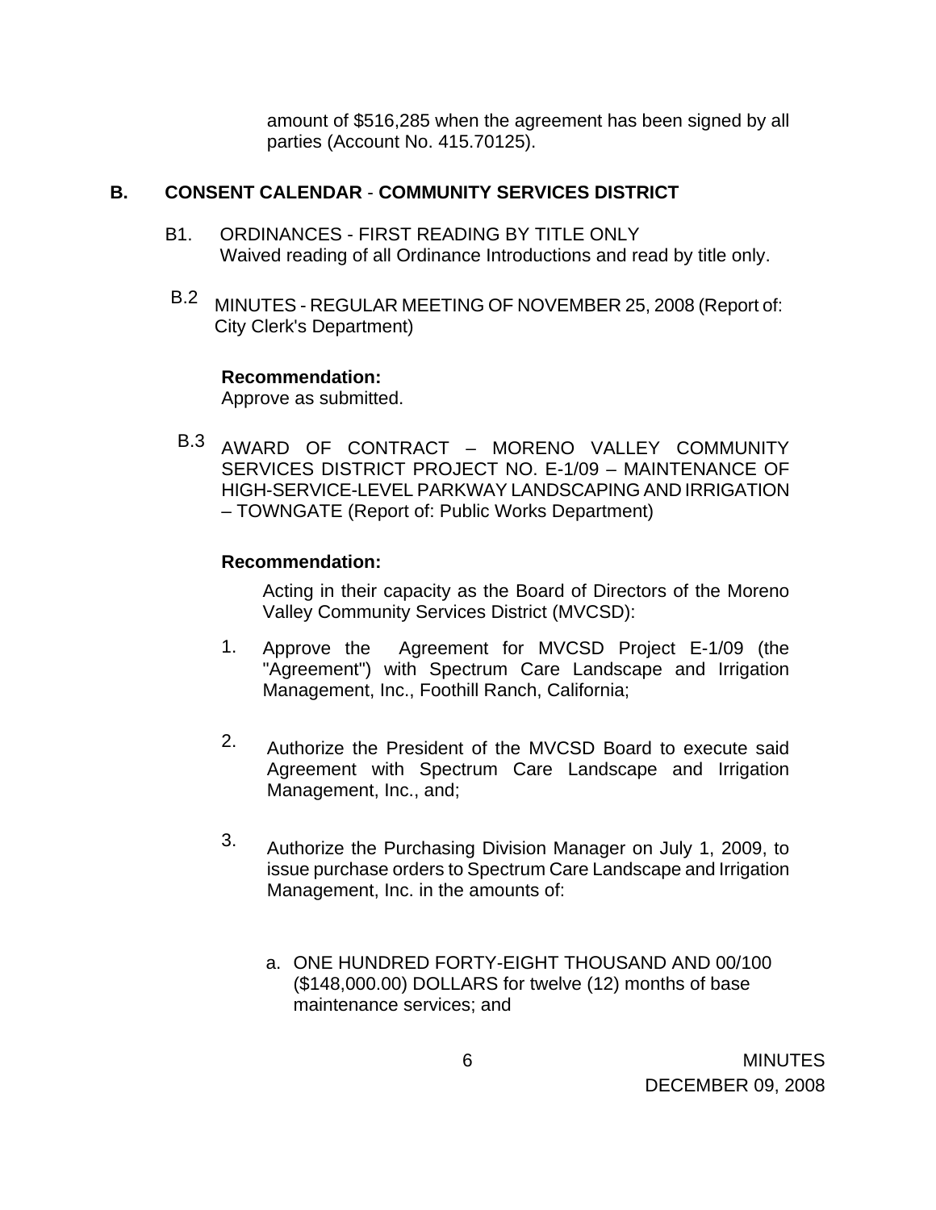amount of $516,285 when the agreement has been signed by all parties (Account No. 415.70125).

## B. CONSENT CALENDAR - COMMUNITY SERVICES DISTRICT

B1. ORDINANCES - FIRST READING BY TITLE ONLY
Waived reading of all Ordinance Introductions and read by title only.

B.2 MINUTES - REGULAR MEETING OF NOVEMBER 25, 2008 (Report of: City Clerk's Department)

**Recommendation:**
Approve as submitted.

B.3 AWARD OF CONTRACT – MORENO VALLEY COMMUNITY SERVICES DISTRICT PROJECT NO. E-1/09 – MAINTENANCE OF HIGH-SERVICE-LEVEL PARKWAY LANDSCAPING AND IRRIGATION – TOWNGATE (Report of: Public Works Department)

**Recommendation:**

Acting in their capacity as the Board of Directors of the Moreno Valley Community Services District (MVCSD):

1. Approve the Agreement for MVCSD Project E-1/09 (the "Agreement") with Spectrum Care Landscape and Irrigation Management, Inc., Foothill Ranch, California;

2. Authorize the President of the MVCSD Board to execute said Agreement with Spectrum Care Landscape and Irrigation Management, Inc., and;

3. Authorize the Purchasing Division Manager on July 1, 2009, to issue purchase orders to Spectrum Care Landscape and Irrigation Management, Inc. in the amounts of:

   a. ONE HUNDRED FORTY-EIGHT THOUSAND AND 00/100 ($148,000.00) DOLLARS for twelve (12) months of base maintenance services; and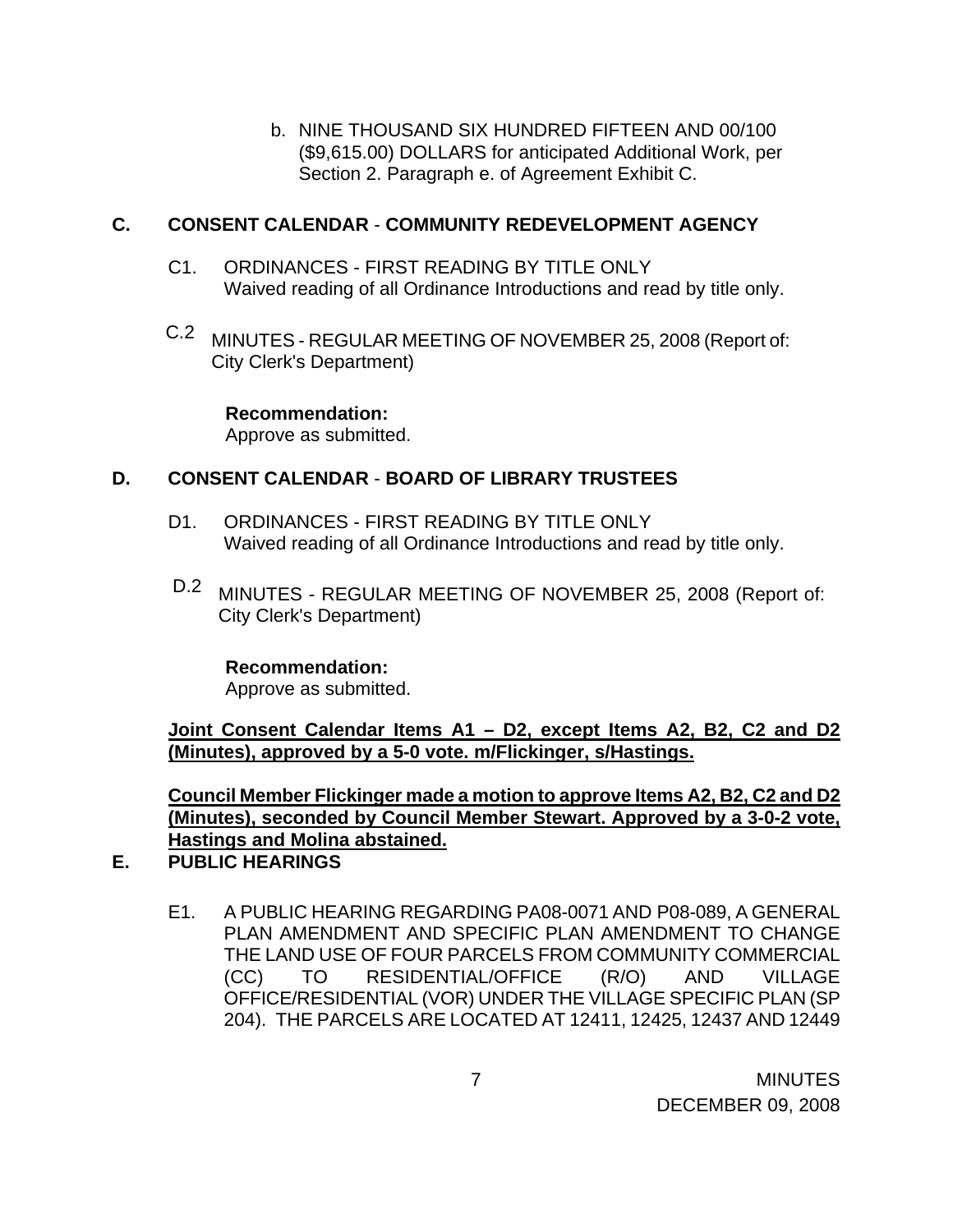b. NINE THOUSAND SIX HUNDRED FIFTEEN AND 00/100 ($9,615.00) DOLLARS for anticipated Additional Work, per Section 2. Paragraph e. of Agreement Exhibit C.

## C. CONSENT CALENDAR - COMMUNITY REDEVELOPMENT AGENCY

C1. ORDINANCES - FIRST READING BY TITLE ONLY
Waived reading of all Ordinance Introductions and read by title only.

C.2 MINUTES - REGULAR MEETING OF NOVEMBER 25, 2008 (Report of: City Clerk's Department)

**Recommendation:**
Approve as submitted.

## D. CONSENT CALENDAR - BOARD OF LIBRARY TRUSTEES

D1. ORDINANCES - FIRST READING BY TITLE ONLY
Waived reading of all Ordinance Introductions and read by title only.

D.2 MINUTES - REGULAR MEETING OF NOVEMBER 25, 2008 (Report of: City Clerk's Department)

**Recommendation:**
Approve as submitted.

**Joint Consent Calendar Items A1 – D2, except Items A2, B2, C2 and D2 (Minutes), approved by a 5-0 vote. m/Flickinger, s/Hastings.**

**Council Member Flickinger made a motion to approve Items A2, B2, C2 and D2 (Minutes), seconded by Council Member Stewart. Approved by a 3-0-2 vote, Hastings and Molina abstained.**

## E. PUBLIC HEARINGS

E1. A PUBLIC HEARING REGARDING PA08-0071 AND P08-089, A GENERAL PLAN AMENDMENT AND SPECIFIC PLAN AMENDMENT TO CHANGE THE LAND USE OF FOUR PARCELS FROM COMMUNITY COMMERCIAL (CC) TO RESIDENTIAL/OFFICE (R/O) AND VILLAGE OFFICE/RESIDENTIAL (VOR) UNDER THE VILLAGE SPECIFIC PLAN (SP 204). THE PARCELS ARE LOCATED AT 12411, 12425, 12437 AND 12449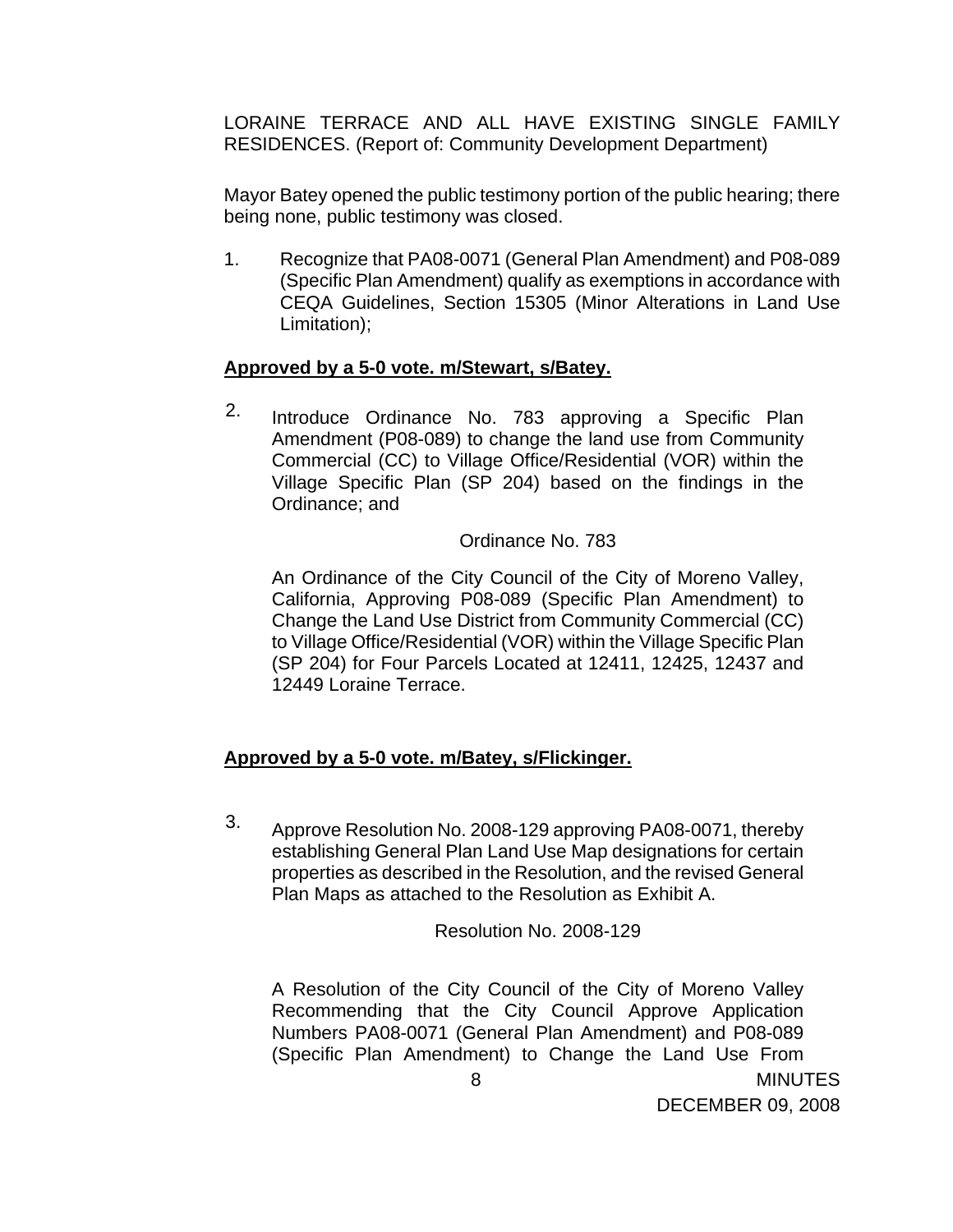LORAINE TERRACE AND ALL HAVE EXISTING SINGLE FAMILY RESIDENCES. (Report of: Community Development Department)

Mayor Batey opened the public testimony portion of the public hearing; there being none, public testimony was closed.

1. Recognize that PA08-0071 (General Plan Amendment) and P08-089 (Specific Plan Amendment) qualify as exemptions in accordance with CEQA Guidelines, Section 15305 (Minor Alterations in Land Use Limitation);

**Approved by a 5-0 vote. m/Stewart, s/Batey.**

2. Introduce Ordinance No. 783 approving a Specific Plan Amendment (P08-089) to change the land use from Community Commercial (CC) to Village Office/Residential (VOR) within the Village Specific Plan (SP 204) based on the findings in the Ordinance; and

   Ordinance No. 783

   An Ordinance of the City Council of the City of Moreno Valley, California, Approving P08-089 (Specific Plan Amendment) to Change the Land Use District from Community Commercial (CC) to Village Office/Residential (VOR) within the Village Specific Plan (SP 204) for Four Parcels Located at 12411, 12425, 12437 and 12449 Loraine Terrace.

**Approved by a 5-0 vote. m/Batey, s/Flickinger.**

3. Approve Resolution No. 2008-129 approving PA08-0071, thereby establishing General Plan Land Use Map designations for certain properties as described in the Resolution, and the revised General Plan Maps as attached to the Resolution as Exhibit A.

   Resolution No. 2008-129

   A Resolution of the City Council of the City of Moreno Valley Recommending that the City Council Approve Application Numbers PA08-0071 (General Plan Amendment) and P08-089 (Specific Plan Amendment) to Change the Land Use From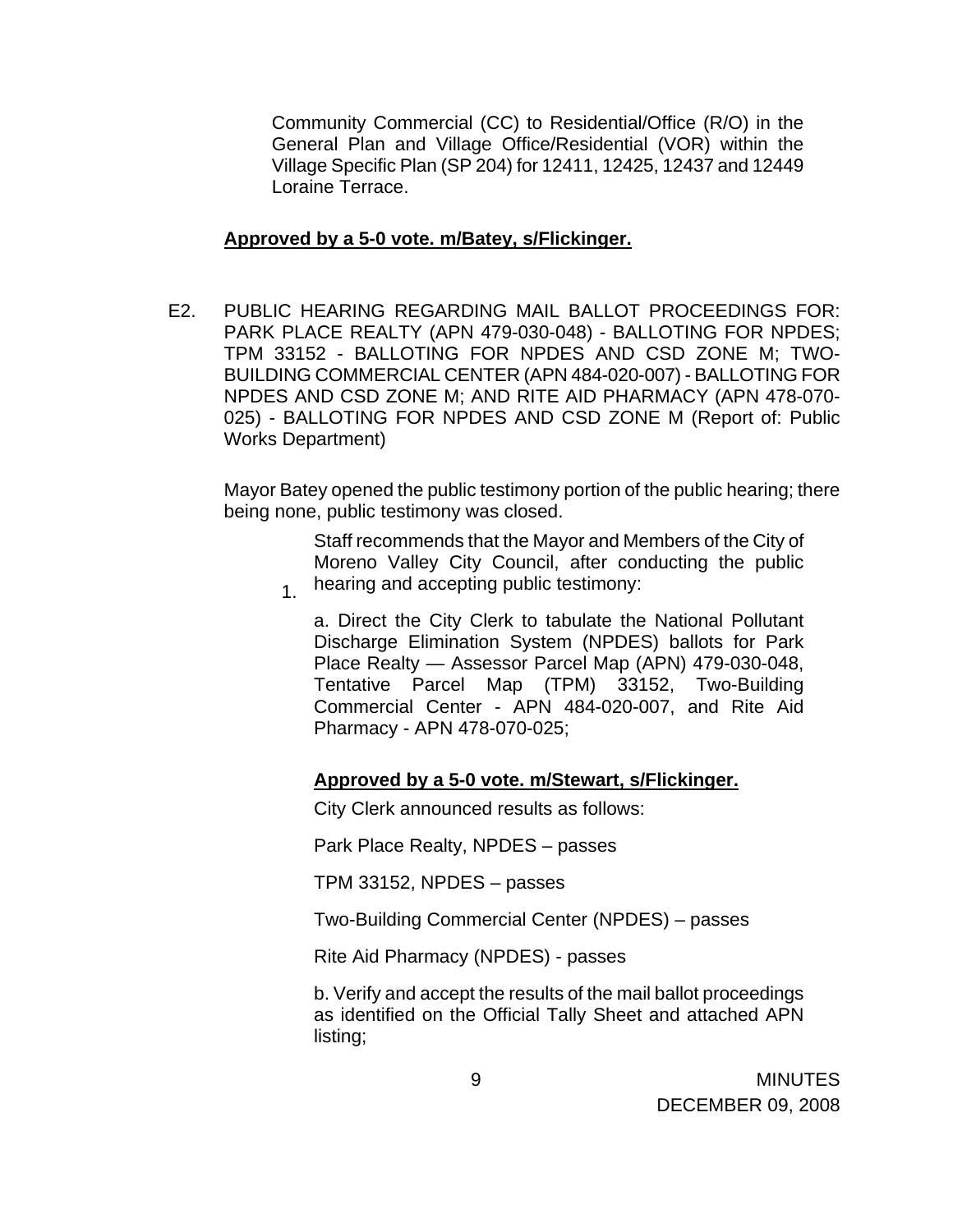Community Commercial (CC) to Residential/Office (R/O) in the General Plan and Village Office/Residential (VOR) within the Village Specific Plan (SP 204) for 12411, 12425, 12437 and 12449 Loraine Terrace.

**Approved by a 5-0 vote. m/Batey, s/Flickinger.**

E2. PUBLIC HEARING REGARDING MAIL BALLOT PROCEEDINGS FOR: PARK PLACE REALTY (APN 479-030-048) - BALLOTING FOR NPDES; TPM 33152 - BALLOTING FOR NPDES AND CSD ZONE M; TWO-BUILDING COMMERCIAL CENTER (APN 484-020-007) - BALLOTING FOR NPDES AND CSD ZONE M; AND RITE AID PHARMACY (APN 478-070-025) - BALLOTING FOR NPDES AND CSD ZONE M (Report of: Public Works Department)

Mayor Batey opened the public testimony portion of the public hearing; there being none, public testimony was closed.

1. Staff recommends that the Mayor and Members of the City of Moreno Valley City Council, after conducting the public hearing and accepting public testimony:

   a. Direct the City Clerk to tabulate the National Pollutant Discharge Elimination System (NPDES) ballots for Park Place Realty — Assessor Parcel Map (APN) 479-030-048, Tentative Parcel Map (TPM) 33152, Two-Building Commercial Center - APN 484-020-007, and Rite Aid Pharmacy - APN 478-070-025;

   **Approved by a 5-0 vote. m/Stewart, s/Flickinger.**

   City Clerk announced results as follows:

   Park Place Realty, NPDES – passes

   TPM 33152, NPDES – passes

   Two-Building Commercial Center (NPDES) – passes

   Rite Aid Pharmacy (NPDES) - passes

   b. Verify and accept the results of the mail ballot proceedings as identified on the Official Tally Sheet and attached APN listing;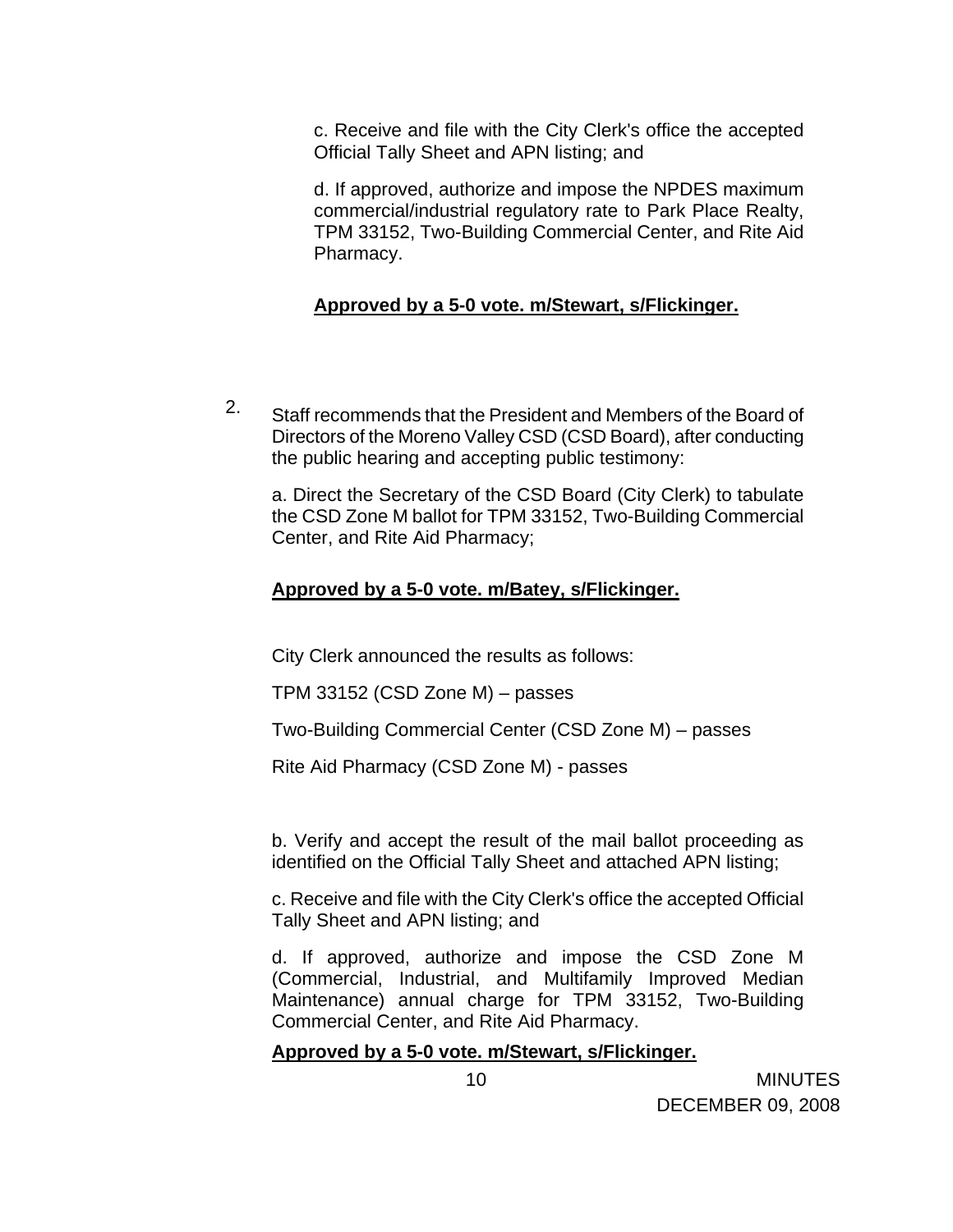c. Receive and file with the City Clerk's office the accepted Official Tally Sheet and APN listing; and

d. If approved, authorize and impose the NPDES maximum commercial/industrial regulatory rate to Park Place Realty, TPM 33152, Two-Building Commercial Center, and Rite Aid Pharmacy.

**Approved by a 5-0 vote. m/Stewart, s/Flickinger.**

2. Staff recommends that the President and Members of the Board of Directors of the Moreno Valley CSD (CSD Board), after conducting the public hearing and accepting public testimony:

   a. Direct the Secretary of the CSD Board (City Clerk) to tabulate the CSD Zone M ballot for TPM 33152, Two-Building Commercial Center, and Rite Aid Pharmacy;

   **Approved by a 5-0 vote. m/Batey, s/Flickinger.**

   City Clerk announced the results as follows:

   TPM 33152 (CSD Zone M) – passes

   Two-Building Commercial Center (CSD Zone M) – passes

   Rite Aid Pharmacy (CSD Zone M) - passes

   b. Verify and accept the result of the mail ballot proceeding as identified on the Official Tally Sheet and attached APN listing;

   c. Receive and file with the City Clerk's office the accepted Official Tally Sheet and APN listing; and

   d. If approved, authorize and impose the CSD Zone M (Commercial, Industrial, and Multifamily Improved Median Maintenance) annual charge for TPM 33152, Two-Building Commercial Center, and Rite Aid Pharmacy.

   **Approved by a 5-0 vote. m/Stewart, s/Flickinger.**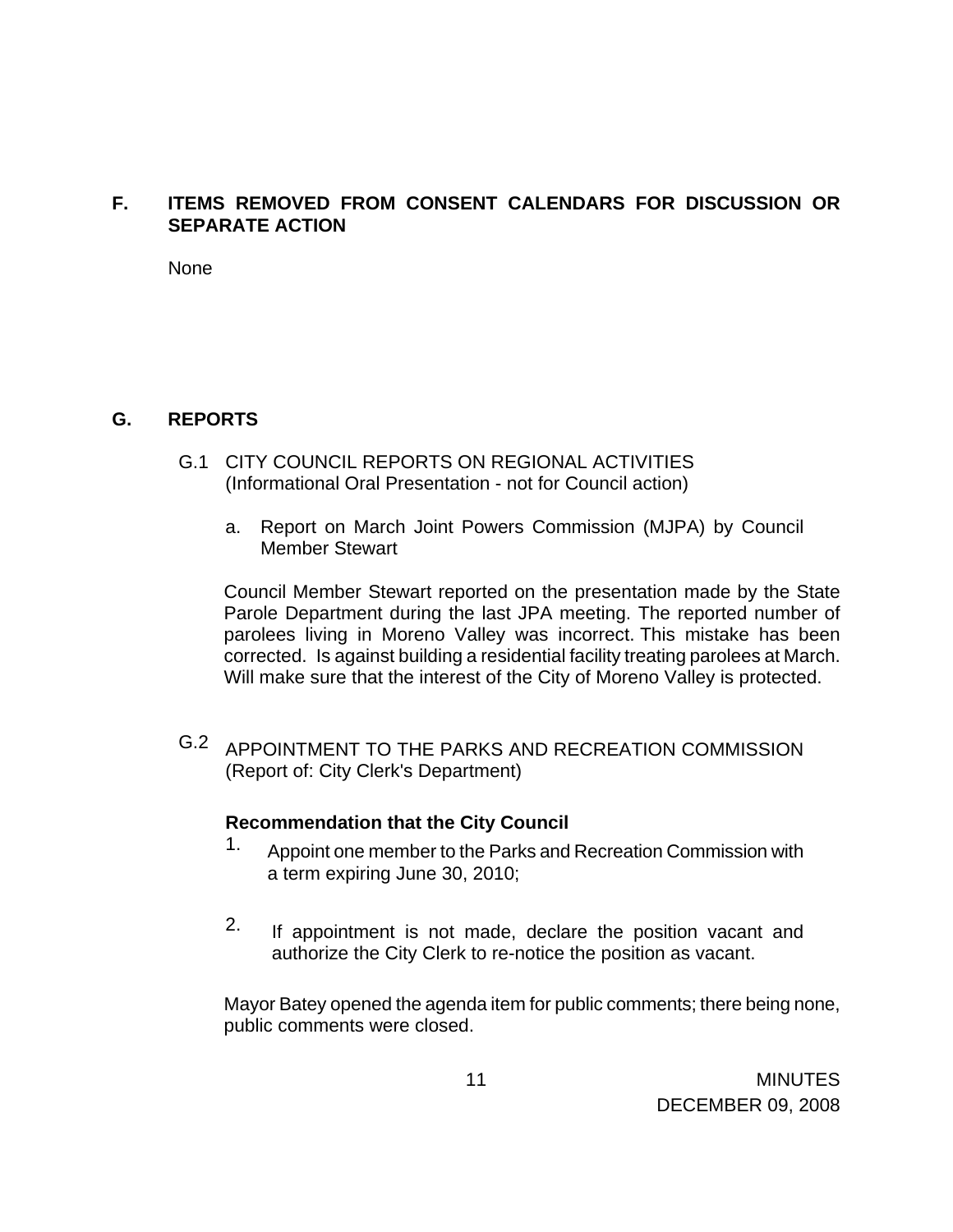## F. ITEMS REMOVED FROM CONSENT CALENDARS FOR DISCUSSION OR SEPARATE ACTION

None

## G. REPORTS

G.1 CITY COUNCIL REPORTS ON REGIONAL ACTIVITIES
(Informational Oral Presentation - not for Council action)

a. Report on March Joint Powers Commission (MJPA) by Council Member Stewart

Council Member Stewart reported on the presentation made by the State Parole Department during the last JPA meeting. The reported number of parolees living in Moreno Valley was incorrect. This mistake has been corrected. Is against building a residential facility treating parolees at March. Will make sure that the interest of the City of Moreno Valley is protected.

G.2 APPOINTMENT TO THE PARKS AND RECREATION COMMISSION
(Report of: City Clerk's Department)

**Recommendation that the City Council**

1. Appoint one member to the Parks and Recreation Commission with a term expiring June 30, 2010;

2. If appointment is not made, declare the position vacant and authorize the City Clerk to re-notice the position as vacant.

Mayor Batey opened the agenda item for public comments; there being none, public comments were closed.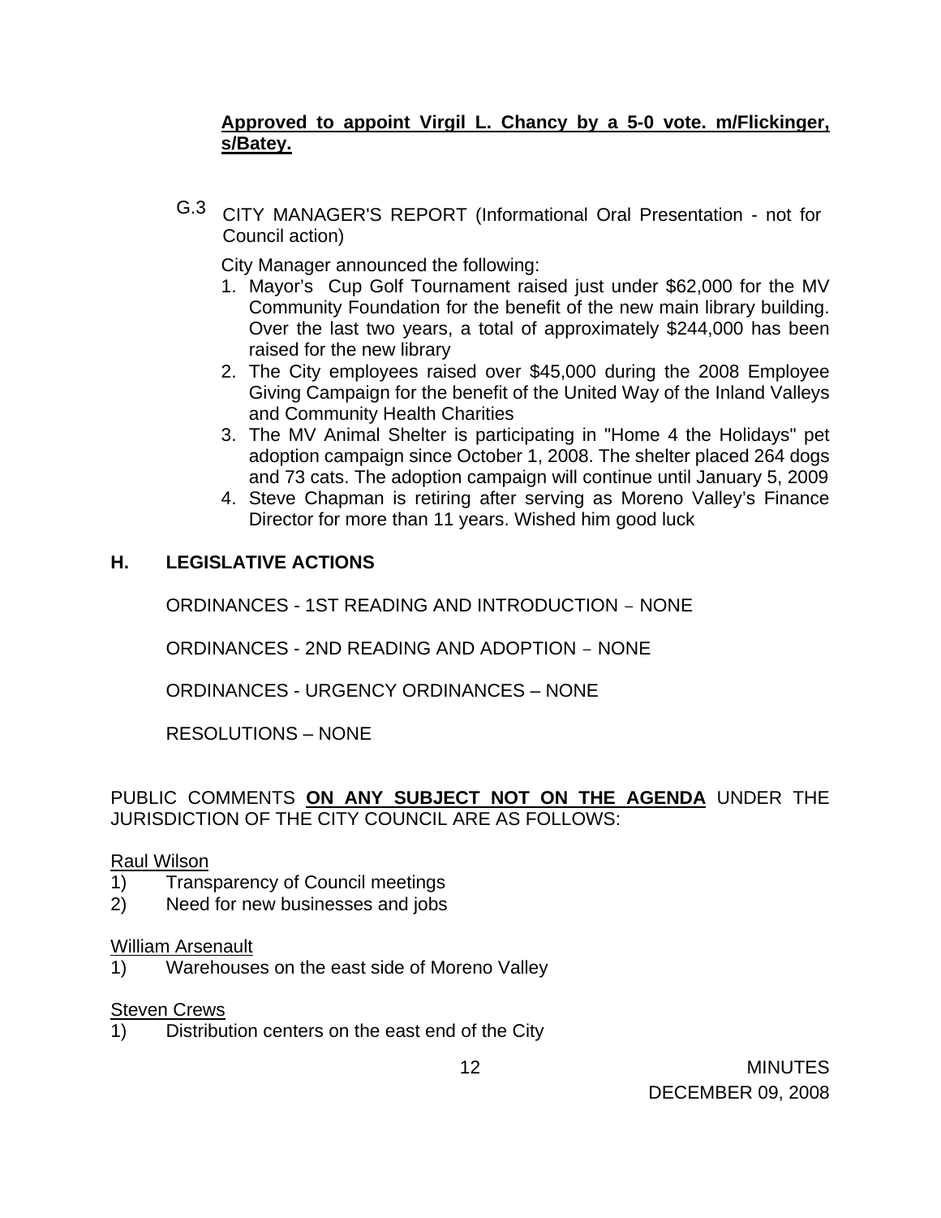**<u>Approved to appoint Virgil L. Chancy by a 5-0 vote. m/Flickinger, s/Batey.</u>**

G.3 CITY MANAGER'S REPORT (Informational Oral Presentation - not for Council action)

City Manager announced the following:

1. Mayor's Cup Golf Tournament raised just under $62,000 for the MV Community Foundation for the benefit of the new main library building. Over the last two years, a total of approximately $244,000 has been raised for the new library
2. The City employees raised over $45,000 during the 2008 Employee Giving Campaign for the benefit of the United Way of the Inland Valleys and Community Health Charities
3. The MV Animal Shelter is participating in "Home 4 the Holidays" pet adoption campaign since October 1, 2008. The shelter placed 264 dogs and 73 cats. The adoption campaign will continue until January 5, 2009
4. Steve Chapman is retiring after serving as Moreno Valley's Finance Director for more than 11 years. Wished him good luck

## H. LEGISLATIVE ACTIONS

ORDINANCES - 1ST READING AND INTRODUCTION – NONE

ORDINANCES - 2ND READING AND ADOPTION – NONE

ORDINANCES - URGENCY ORDINANCES – NONE

RESOLUTIONS – NONE

PUBLIC COMMENTS **<u>ON ANY SUBJECT NOT ON THE AGENDA</u>** UNDER THE JURISDICTION OF THE CITY COUNCIL ARE AS FOLLOWS:

<u>Raul Wilson</u>

1) Transparency of Council meetings
2) Need for new businesses and jobs

<u>William Arsenault</u>

1) Warehouses on the east side of Moreno Valley

<u>Steven Crews</u>

1) Distribution centers on the east end of the City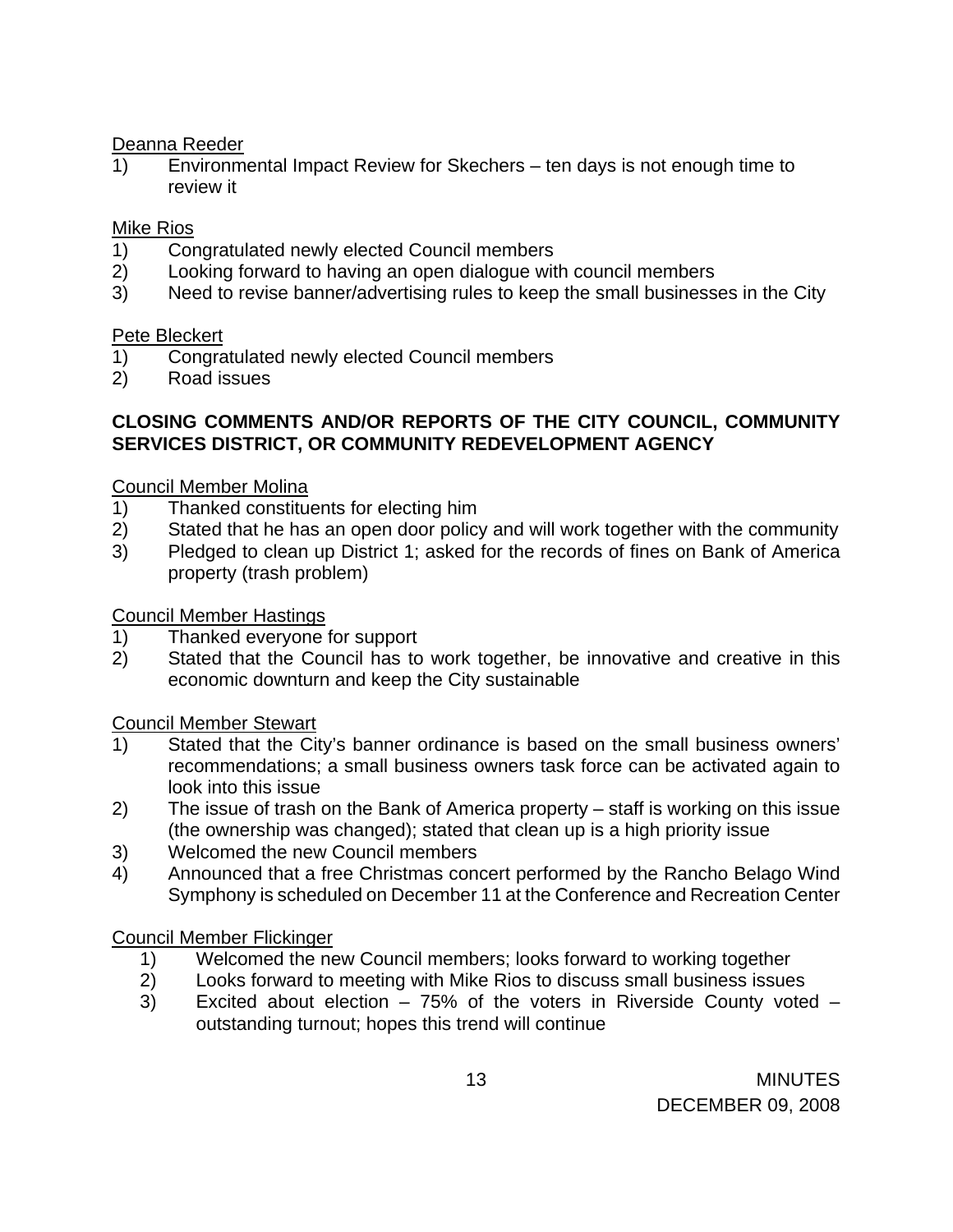Deanna Reeder

1) Environmental Impact Review for Skechers – ten days is not enough time to review it

Mike Rios

1) Congratulated newly elected Council members
2) Looking forward to having an open dialogue with council members
3) Need to revise banner/advertising rules to keep the small businesses in the City

Pete Bleckert

1) Congratulated newly elected Council members
2) Road issues

**CLOSING COMMENTS AND/OR REPORTS OF THE CITY COUNCIL, COMMUNITY SERVICES DISTRICT, OR COMMUNITY REDEVELOPMENT AGENCY**

Council Member Molina

1) Thanked constituents for electing him
2) Stated that he has an open door policy and will work together with the community
3) Pledged to clean up District 1; asked for the records of fines on Bank of America property (trash problem)

Council Member Hastings

1) Thanked everyone for support
2) Stated that the Council has to work together, be innovative and creative in this economic downturn and keep the City sustainable

Council Member Stewart

1) Stated that the City's banner ordinance is based on the small business owners' recommendations; a small business owners task force can be activated again to look into this issue
2) The issue of trash on the Bank of America property – staff is working on this issue (the ownership was changed); stated that clean up is a high priority issue
3) Welcomed the new Council members
4) Announced that a free Christmas concert performed by the Rancho Belago Wind Symphony is scheduled on December 11 at the Conference and Recreation Center

Council Member Flickinger

1) Welcomed the new Council members; looks forward to working together
2) Looks forward to meeting with Mike Rios to discuss small business issues
3) Excited about election – 75% of the voters in Riverside County voted – outstanding turnout; hopes this trend will continue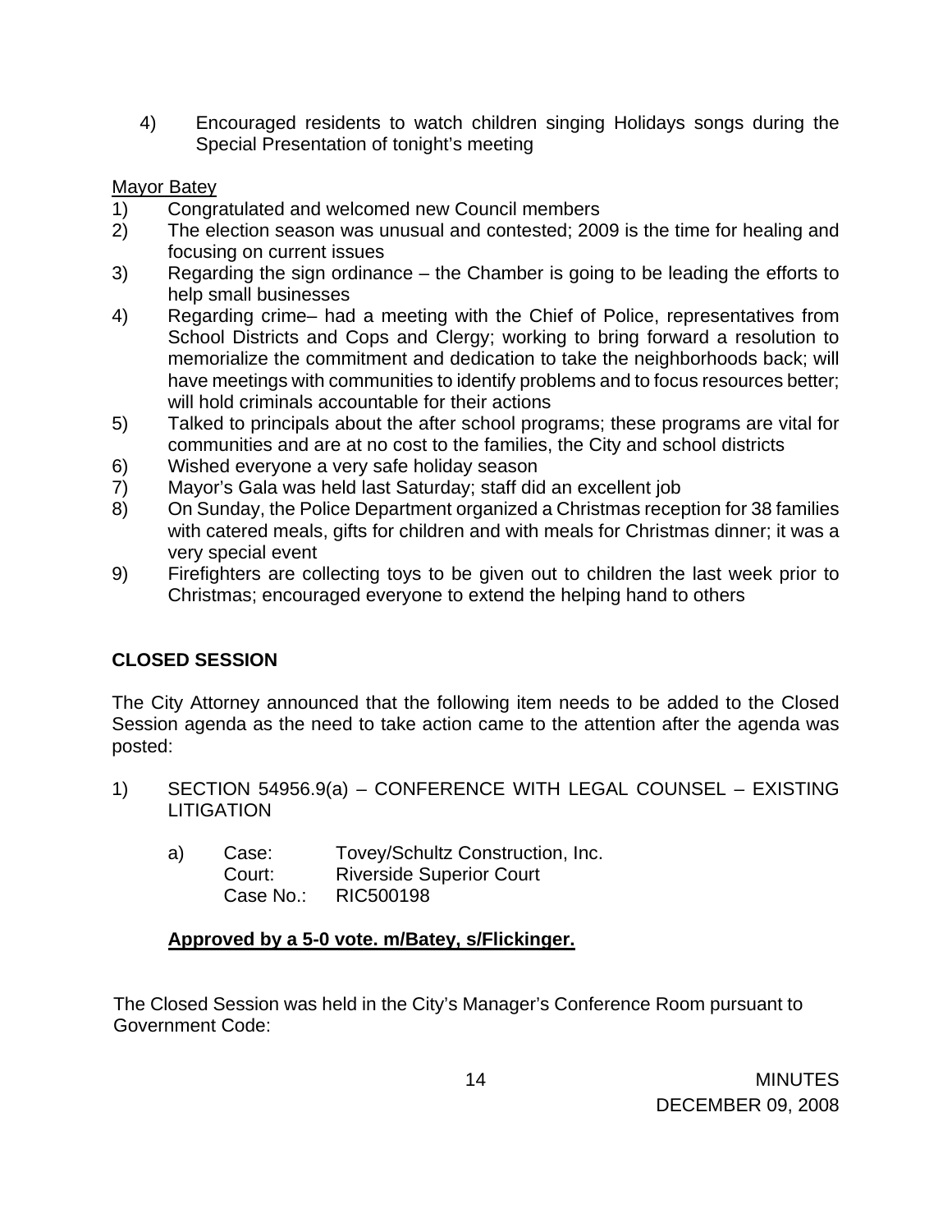4) Encouraged residents to watch children singing Holidays songs during the Special Presentation of tonight's meeting

Mayor Batey

1) Congratulated and welcomed new Council members
2) The election season was unusual and contested; 2009 is the time for healing and focusing on current issues
3) Regarding the sign ordinance – the Chamber is going to be leading the efforts to help small businesses
4) Regarding crime– had a meeting with the Chief of Police, representatives from School Districts and Cops and Clergy; working to bring forward a resolution to memorialize the commitment and dedication to take the neighborhoods back; will have meetings with communities to identify problems and to focus resources better; will hold criminals accountable for their actions
5) Talked to principals about the after school programs; these programs are vital for communities and are at no cost to the families, the City and school districts
6) Wished everyone a very safe holiday season
7) Mayor's Gala was held last Saturday; staff did an excellent job
8) On Sunday, the Police Department organized a Christmas reception for 38 families with catered meals, gifts for children and with meals for Christmas dinner; it was a very special event
9) Firefighters are collecting toys to be given out to children the last week prior to Christmas; encouraged everyone to extend the helping hand to others

**CLOSED SESSION**

The City Attorney announced that the following item needs to be added to the Closed Session agenda as the need to take action came to the attention after the agenda was posted:

1) SECTION 54956.9(a) – CONFERENCE WITH LEGAL COUNSEL – EXISTING LITIGATION

    a) Case: Tovey/Schultz Construction, Inc.
       Court: Riverside Superior Court
       Case No.: RIC500198

    **Approved by a 5-0 vote. m/Batey, s/Flickinger.**

The Closed Session was held in the City's Manager's Conference Room pursuant to Government Code: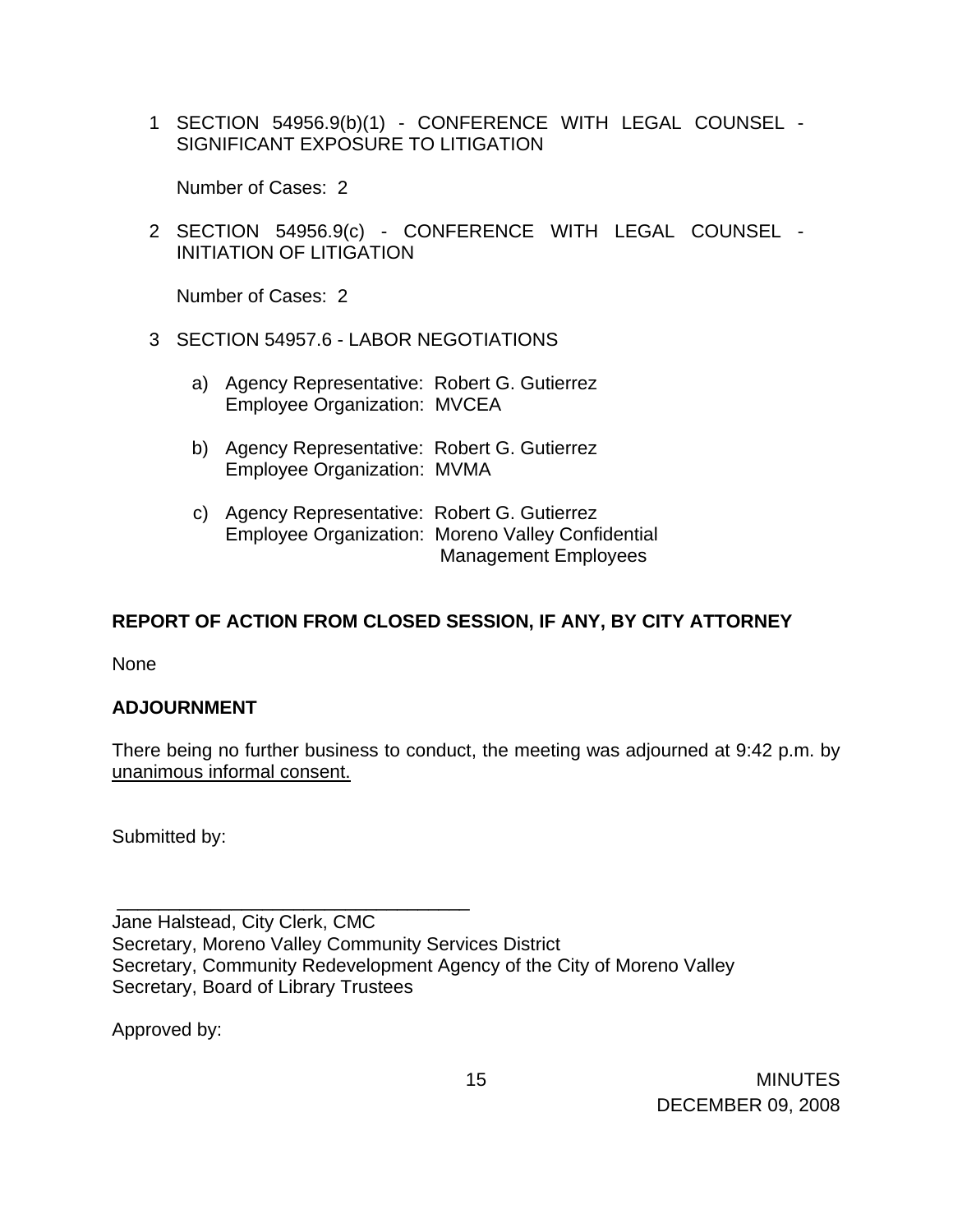1 SECTION 54956.9(b)(1) - CONFERENCE WITH LEGAL COUNSEL - SIGNIFICANT EXPOSURE TO LITIGATION

   Number of Cases: 2

2 SECTION 54956.9(c) - CONFERENCE WITH LEGAL COUNSEL - INITIATION OF LITIGATION

   Number of Cases: 2

3 SECTION 54957.6 - LABOR NEGOTIATIONS

   a) Agency Representative: Robert G. Gutierrez
      Employee Organization: MVCEA

   b) Agency Representative: Robert G. Gutierrez
      Employee Organization: MVMA

   c) Agency Representative: Robert G. Gutierrez
      Employee Organization: Moreno Valley Confidential Management Employees

**REPORT OF ACTION FROM CLOSED SESSION, IF ANY, BY CITY ATTORNEY**

None

**ADJOURNMENT**

There being no further business to conduct, the meeting was adjourned at 9:42 p.m. by unanimous informal consent.

Submitted by:

\_\_\_\_\_\_\_\_\_\_\_\_\_\_\_\_\_\_\_\_\_\_\_\_\_\_\_\_\_\_\_\_\_\_\_

Jane Halstead, City Clerk, CMC
Secretary, Moreno Valley Community Services District
Secretary, Community Redevelopment Agency of the City of Moreno Valley
Secretary, Board of Library Trustees

Approved by:

MINUTES
DECEMBER 09, 2008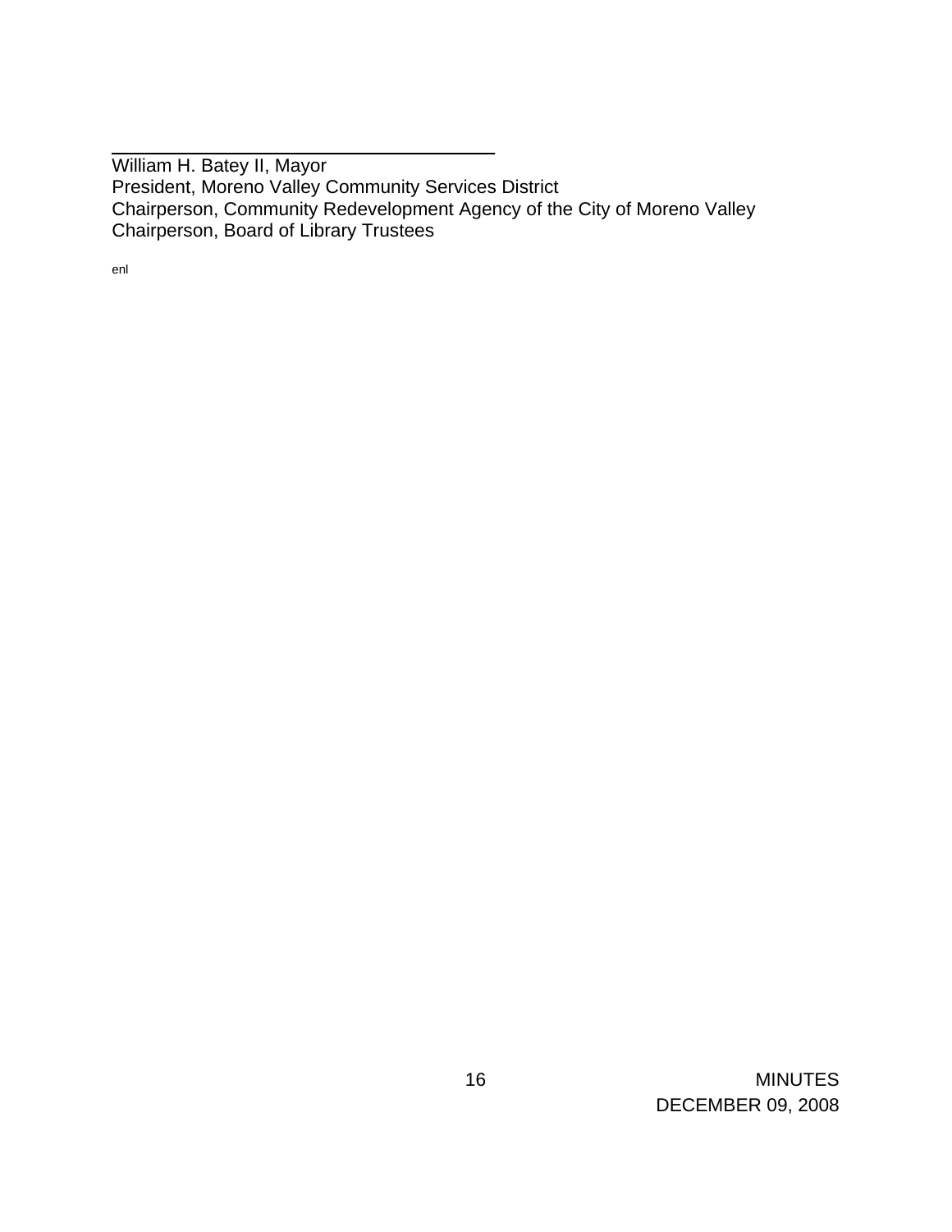\_\_\_\_\_\_\_\_\_\_\_\_\_\_\_\_\_\_\_\_\_\_\_\_\_\_\_\_\_\_\_\_\_\_\_\_\_\_

William H. Batey II, Mayor
President, Moreno Valley Community Services District
Chairperson, Community Redevelopment Agency of the City of Moreno Valley
Chairperson, Board of Library Trustees

enl